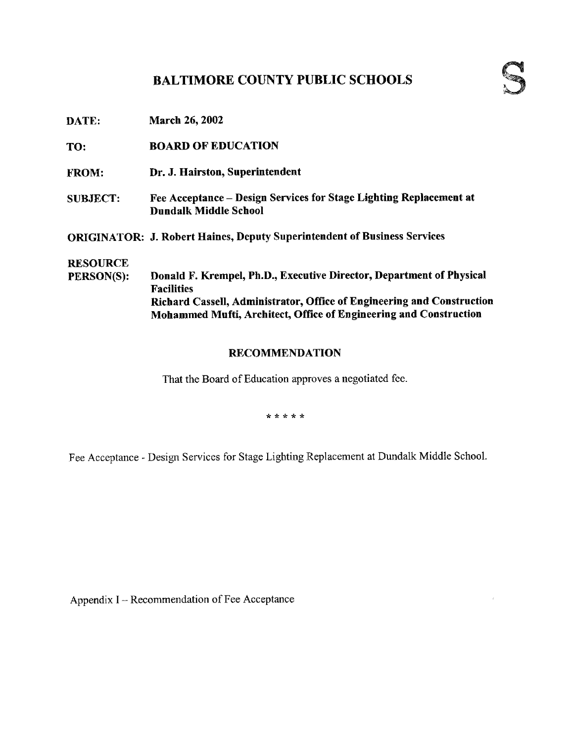# BALTIMORE COUNTY PUBLIC SCHOOLS

S

**DATE:** **March 26, 2002**

**TO:** **BOARD OF EDUCATION**

**FROM:** **Dr. J. Hairston, Superintendent**

**SUBJECT:** **Fee Acceptance – Design Services for Stage Lighting Replacement at Dundalk Middle School**

**ORIGINATOR:** **J. Robert Haines, Deputy Superintendent of Business Services**

**RESOURCE PERSON(S):** **Donald F. Krempel, Ph.D., Executive Director, Department of Physical Facilities**
**Richard Cassell, Administrator, Office of Engineering and Construction**
**Mohammed Mufti, Architect, Office of Engineering and Construction**

## RECOMMENDATION

That the Board of Education approves a negotiated fee.

\* \* \* \* \*

Fee Acceptance - Design Services for Stage Lighting Replacement at Dundalk Middle School.

Appendix I – Recommendation of Fee Acceptance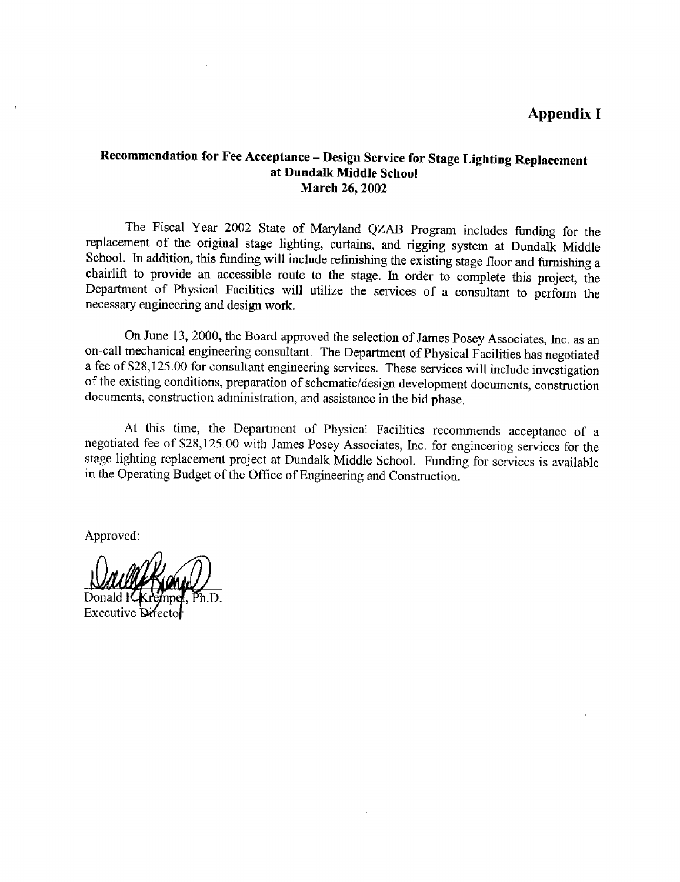# Appendix I

## Recommendation for Fee Acceptance – Design Service for Stage Lighting Replacement at Dundalk Middle School
### March 26, 2002

The Fiscal Year 2002 State of Maryland QZAB Program includes funding for the replacement of the original stage lighting, curtains, and rigging system at Dundalk Middle School. In addition, this funding will include refinishing the existing stage floor and furnishing a chairlift to provide an accessible route to the stage. In order to complete this project, the Department of Physical Facilities will utilize the services of a consultant to perform the necessary engineering and design work.

On June 13, 2000, the Board approved the selection of James Posey Associates, Inc. as an on-call mechanical engineering consultant. The Department of Physical Facilities has negotiated a fee of $28,125.00 for consultant engineering services. These services will include investigation of the existing conditions, preparation of schematic/design development documents, construction documents, construction administration, and assistance in the bid phase.

At this time, the Department of Physical Facilities recommends acceptance of a negotiated fee of $28,125.00 with James Posey Associates, Inc. for engineering services for the stage lighting replacement project at Dundalk Middle School. Funding for services is available in the Operating Budget of the Office of Engineering and Construction.

Approved:

Donald F. Krempel, Ph.D.
Executive Director